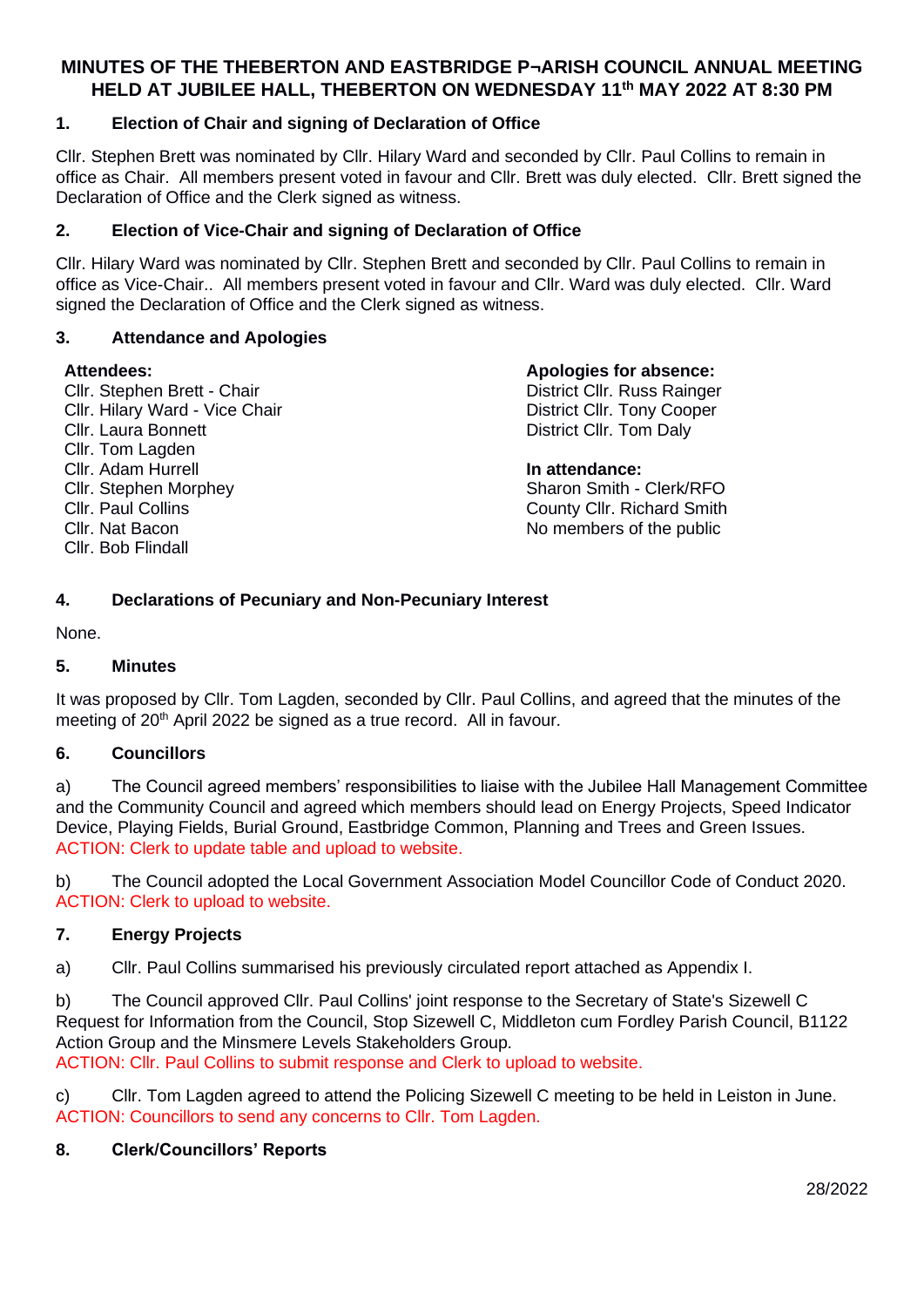# MINUTES OF THE THEBERTON AND EASTBRIDGE P¬ARISH COUNCIL ANNUAL MEETING HELD AT JUBILEE HALL, THEBERTON ON WEDNESDAY 11th MAY 2022 AT 8:30 PM

## 1. Election of Chair and signing of Declaration of Office

Cllr. Stephen Brett was nominated by Cllr. Hilary Ward and seconded by Cllr. Paul Collins to remain in office as Chair. All members present voted in favour and Cllr. Brett was duly elected. Cllr. Brett signed the Declaration of Office and the Clerk signed as witness.

## 2. Election of Vice-Chair and signing of Declaration of Office

Cllr. Hilary Ward was nominated by Cllr. Stephen Brett and seconded by Cllr. Paul Collins to remain in office as Vice-Chair.. All members present voted in favour and Cllr. Ward was duly elected. Cllr. Ward signed the Declaration of Office and the Clerk signed as witness.

## 3. Attendance and Apologies

**Attendees:**
Cllr. Stephen Brett - Chair
Cllr. Hilary Ward - Vice Chair
Cllr. Laura Bonnett
Cllr. Tom Lagden
Cllr. Adam Hurrell
Cllr. Stephen Morphey
Cllr. Paul Collins
Cllr. Nat Bacon
Cllr. Bob Flindall

**Apologies for absence:**
District Cllr. Russ Rainger
District Cllr. Tony Cooper
District Cllr. Tom Daly

**In attendance:**
Sharon Smith - Clerk/RFO
County Cllr. Richard Smith
No members of the public

## 4. Declarations of Pecuniary and Non-Pecuniary Interest

None.

## 5. Minutes

It was proposed by Cllr. Tom Lagden, seconded by Cllr. Paul Collins, and agreed that the minutes of the meeting of 20th April 2022 be signed as a true record. All in favour.

## 6. Councillors

a) The Council agreed members' responsibilities to liaise with the Jubilee Hall Management Committee and the Community Council and agreed which members should lead on Energy Projects, Speed Indicator Device, Playing Fields, Burial Ground, Eastbridge Common, Planning and Trees and Green Issues.
ACTION: Clerk to update table and upload to website.

b) The Council adopted the Local Government Association Model Councillor Code of Conduct 2020.
ACTION: Clerk to upload to website.

## 7. Energy Projects

a) Cllr. Paul Collins summarised his previously circulated report attached as Appendix I.

b) The Council approved Cllr. Paul Collins' joint response to the Secretary of State's Sizewell C Request for Information from the Council, Stop Sizewell C, Middleton cum Fordley Parish Council, B1122 Action Group and the Minsmere Levels Stakeholders Group.
ACTION: Cllr. Paul Collins to submit response and Clerk to upload to website.

c) Cllr. Tom Lagden agreed to attend the Policing Sizewell C meeting to be held in Leiston in June.
ACTION: Councillors to send any concerns to Cllr. Tom Lagden.

## 8. Clerk/Councillors' Reports

28/2022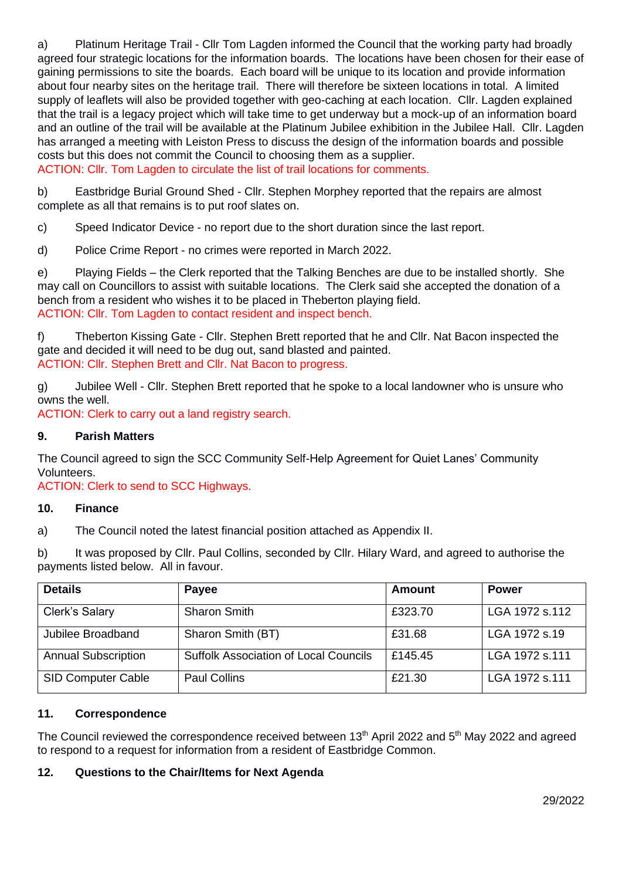a) Platinum Heritage Trail - Cllr Tom Lagden informed the Council that the working party had broadly agreed four strategic locations for the information boards. The locations have been chosen for their ease of gaining permissions to site the boards. Each board will be unique to its location and provide information about four nearby sites on the heritage trail. There will therefore be sixteen locations in total. A limited supply of leaflets will also be provided together with geo-caching at each location. Cllr. Lagden explained that the trail is a legacy project which will take time to get underway but a mock-up of an information board and an outline of the trail will be available at the Platinum Jubilee exhibition in the Jubilee Hall. Cllr. Lagden has arranged a meeting with Leiston Press to discuss the design of the information boards and possible costs but this does not commit the Council to choosing them as a supplier.
ACTION: Cllr. Tom Lagden to circulate the list of trail locations for comments.

b) Eastbridge Burial Ground Shed - Cllr. Stephen Morphey reported that the repairs are almost complete as all that remains is to put roof slates on.

c) Speed Indicator Device - no report due to the short duration since the last report.

d) Police Crime Report - no crimes were reported in March 2022.

e) Playing Fields – the Clerk reported that the Talking Benches are due to be installed shortly. She may call on Councillors to assist with suitable locations. The Clerk said she accepted the donation of a bench from a resident who wishes it to be placed in Theberton playing field.
ACTION: Cllr. Tom Lagden to contact resident and inspect bench.

f) Theberton Kissing Gate - Cllr. Stephen Brett reported that he and Cllr. Nat Bacon inspected the gate and decided it will need to be dug out, sand blasted and painted.
ACTION: Cllr. Stephen Brett and Cllr. Nat Bacon to progress.

g) Jubilee Well - Cllr. Stephen Brett reported that he spoke to a local landowner who is unsure who owns the well.
ACTION: Clerk to carry out a land registry search.

## 9. Parish Matters

The Council agreed to sign the SCC Community Self-Help Agreement for Quiet Lanes' Community Volunteers.
ACTION: Clerk to send to SCC Highways.

## 10. Finance

a) The Council noted the latest financial position attached as Appendix II.

b) It was proposed by Cllr. Paul Collins, seconded by Cllr. Hilary Ward, and agreed to authorise the payments listed below. All in favour.

| Details | Payee | Amount | Power |
|---|---|---|---|
| Clerk's Salary | Sharon Smith | £323.70 | LGA 1972 s.112 |
| Jubilee Broadband | Sharon Smith (BT) | £31.68 | LGA 1972 s.19 |
| Annual Subscription | Suffolk Association of Local Councils | £145.45 | LGA 1972 s.111 |
| SID Computer Cable | Paul Collins | £21.30 | LGA 1972 s.111 |

## 11. Correspondence

The Council reviewed the correspondence received between 13th April 2022 and 5th May 2022 and agreed to respond to a request for information from a resident of Eastbridge Common.

## 12. Questions to the Chair/Items for Next Agenda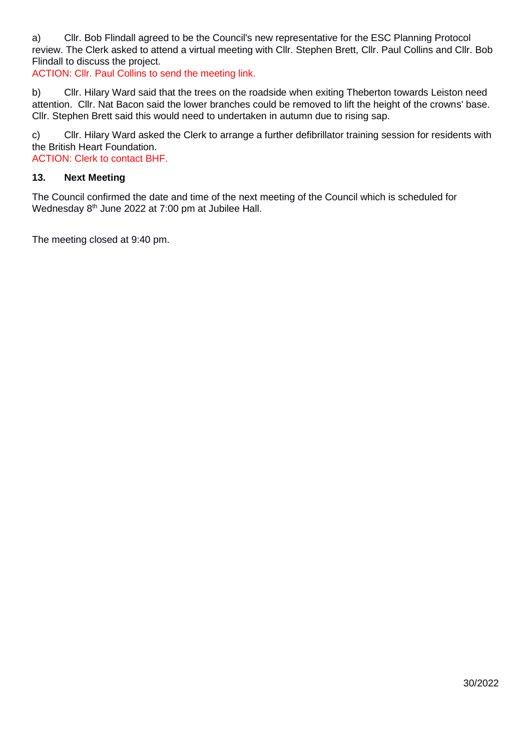a) Cllr. Bob Flindall agreed to be the Council's new representative for the ESC Planning Protocol review. The Clerk asked to attend a virtual meeting with Cllr. Stephen Brett, Cllr. Paul Collins and Cllr. Bob Flindall to discuss the project.

ACTION: Cllr. Paul Collins to send the meeting link.

b) Cllr. Hilary Ward said that the trees on the roadside when exiting Theberton towards Leiston need attention. Cllr. Nat Bacon said the lower branches could be removed to lift the height of the crowns' base. Cllr. Stephen Brett said this would need to undertaken in autumn due to rising sap.

c) Cllr. Hilary Ward asked the Clerk to arrange a further defibrillator training session for residents with the British Heart Foundation.

ACTION: Clerk to contact BHF.

**13. Next Meeting**

The Council confirmed the date and time of the next meeting of the Council which is scheduled for Wednesday 8th June 2022 at 7:00 pm at Jubilee Hall.

The meeting closed at 9:40 pm.

30/2022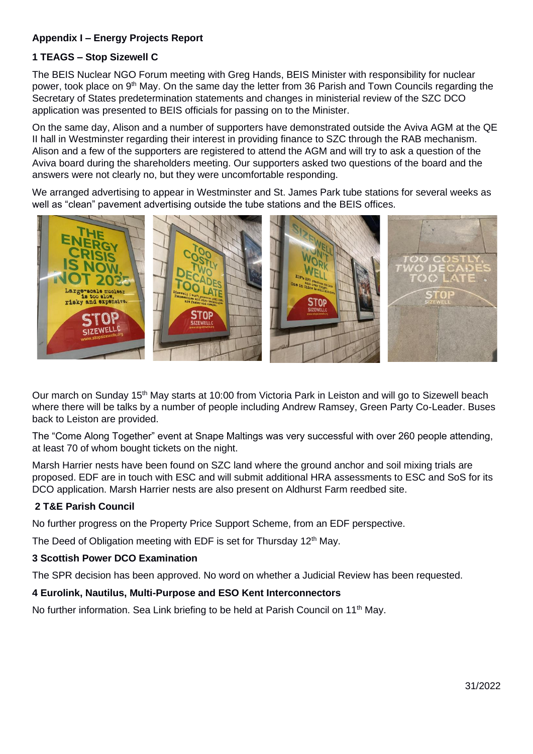**Appendix I – Energy Projects Report**

**1 TEAGS – Stop Sizewell C**

The BEIS Nuclear NGO Forum meeting with Greg Hands, BEIS Minister with responsibility for nuclear power, took place on 9th May. On the same day the letter from 36 Parish and Town Councils regarding the Secretary of States predetermination statements and changes in ministerial review of the SZC DCO application was presented to BEIS officials for passing on to the Minister.

On the same day, Alison and a number of supporters have demonstrated outside the Aviva AGM at the QE II hall in Westminster regarding their interest in providing finance to SZC through the RAB mechanism. Alison and a few of the supporters are registered to attend the AGM and will try to ask a question of the Aviva board during the shareholders meeting. Our supporters asked two questions of the board and the answers were not clearly no, but they were uncomfortable responding.

We arranged advertising to appear in Westminster and St. James Park tube stations for several weeks as well as "clean" pavement advertising outside the tube stations and the BEIS offices.

Our march on Sunday 15th May starts at 10:00 from Victoria Park in Leiston and will go to Sizewell beach where there will be talks by a number of people including Andrew Ramsey, Green Party Co-Leader. Buses back to Leiston are provided.

The "Come Along Together" event at Snape Maltings was very successful with over 260 people attending, at least 70 of whom bought tickets on the night.

Marsh Harrier nests have been found on SZC land where the ground anchor and soil mixing trials are proposed. EDF are in touch with ESC and will submit additional HRA assessments to ESC and SoS for its DCO application. Marsh Harrier nests are also present on Aldhurst Farm reedbed site.

**2 T&E Parish Council**

No further progress on the Property Price Support Scheme, from an EDF perspective.

The Deed of Obligation meeting with EDF is set for Thursday 12th May.

**3 Scottish Power DCO Examination**

The SPR decision has been approved. No word on whether a Judicial Review has been requested.

**4 Eurolink, Nautilus, Multi-Purpose and ESO Kent Interconnectors**

No further information. Sea Link briefing to be held at Parish Council on 11th May.

31/2022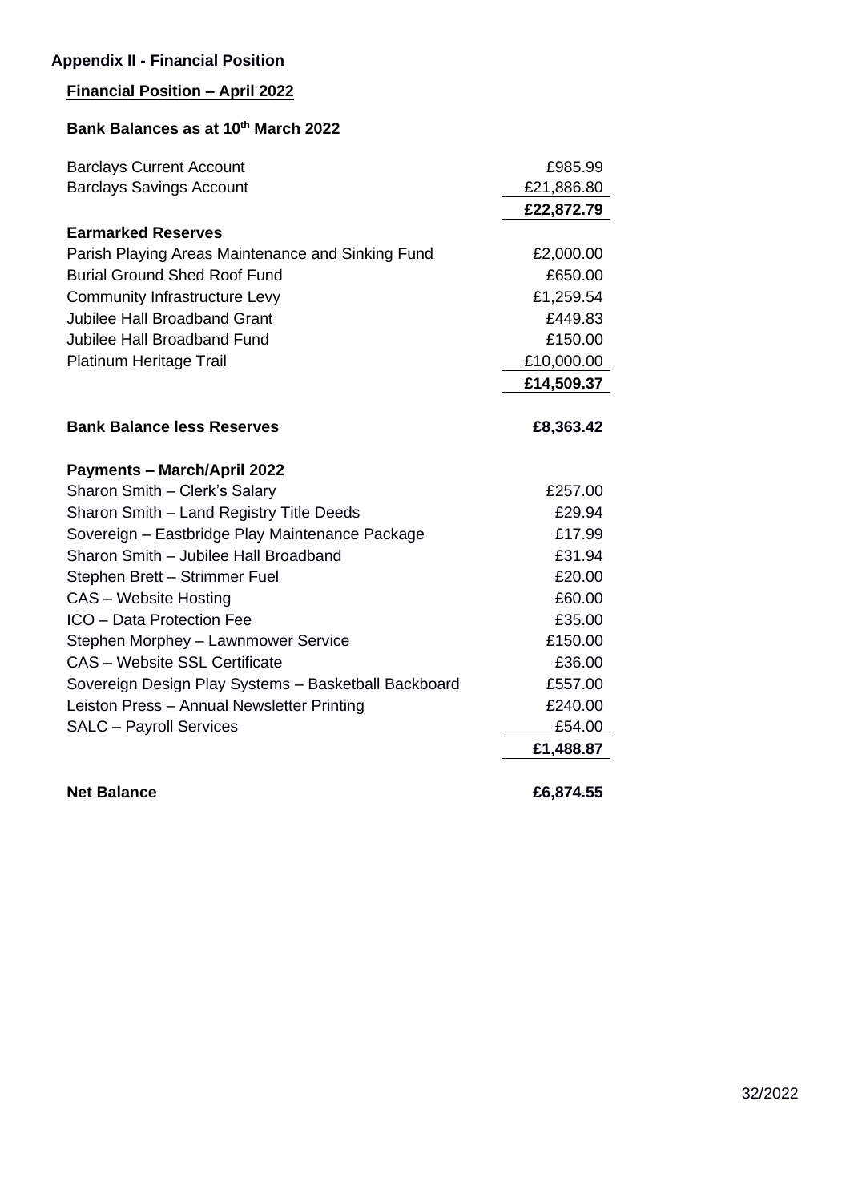### Appendix II - Financial Position

#### Financial Position – April 2022

#### Bank Balances as at 10th March 2022

| | |
|---|---|
| Barclays Current Account | £985.99 |
| Barclays Savings Account | £21,886.80 |
| | **£22,872.79** |
| **Earmarked Reserves** | |
| Parish Playing Areas Maintenance and Sinking Fund | £2,000.00 |
| Burial Ground Shed Roof Fund | £650.00 |
| Community Infrastructure Levy | £1,259.54 |
| Jubilee Hall Broadband Grant | £449.83 |
| Jubilee Hall Broadband Fund | £150.00 |
| Platinum Heritage Trail | £10,000.00 |
| | **£14,509.37** |
| **Bank Balance less Reserves** | **£8,363.42** |
| **Payments – March/April 2022** | |
| Sharon Smith – Clerk's Salary | £257.00 |
| Sharon Smith – Land Registry Title Deeds | £29.94 |
| Sovereign – Eastbridge Play Maintenance Package | £17.99 |
| Sharon Smith – Jubilee Hall Broadband | £31.94 |
| Stephen Brett – Strimmer Fuel | £20.00 |
| CAS – Website Hosting | £60.00 |
| ICO – Data Protection Fee | £35.00 |
| Stephen Morphey – Lawnmower Service | £150.00 |
| CAS – Website SSL Certificate | £36.00 |
| Sovereign Design Play Systems – Basketball Backboard | £557.00 |
| Leiston Press – Annual Newsletter Printing | £240.00 |
| SALC – Payroll Services | £54.00 |
| | **£1,488.87** |
| **Net Balance** | **£6,874.55** |

32/2022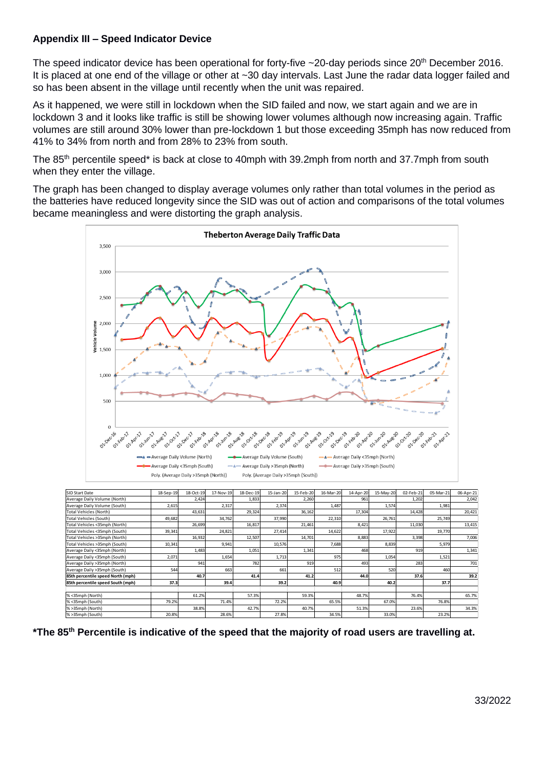### Appendix III – Speed Indicator Device

The speed indicator device has been operational for forty-five ~20-day periods since 20th December 2016. It is placed at one end of the village or other at ~30 day intervals. Last June the radar data logger failed and so has been absent in the village until recently when the unit was repaired.

As it happened, we were still in lockdown when the SID failed and now, we start again and we are in lockdown 3 and it looks like traffic is still be showing lower volumes although now increasing again. Traffic volumes are still around 30% lower than pre-lockdown 1 but those exceeding 35mph has now reduced from 41% to 34% from north and from 28% to 23% from south.

The 85th percentile speed* is back at close to 40mph with 39.2mph from north and 37.7mph from south when they enter the village.

The graph has been changed to display average volumes only rather than total volumes in the period as the batteries have reduced longevity since the SID was out of action and comparisons of the total volumes became meaningless and were distorting the graph analysis.

Theberton Average Daily Traffic Data

Vehicle Volume

0
500
1,000
1,500
2,000
2,500
3,000
3,500

01-Dec-16, 01-Feb-17, 01-Apr-17, 01-Jun-17, 01-Aug-17, 01-Oct-17, 01-Dec-17, 01-Feb-18, 01-Apr-18, 01-Jun-18, 01-Aug-18, 01-Oct-18, 01-Dec-18, 01-Feb-19, 01-Apr-19, 01-Jun-19, 01-Aug-19, 01-Oct-19, 01-Dec-19, 01-Feb-20, 01-Apr-20, 01-Jun-20, 01-Aug-20, 01-Oct-20, 01-Dec-20, 01-Feb-21, 01-Apr-21

Average Daily Volume (North)
Average Daily Volume (South)
Average Daily <35mph (North)
Average Daily <35mph (South)
Average Daily >35mph (North)
Average Daily >35mph (South)
Poly. (Average Daily >35mph (North))
Poly. (Average Daily >35mph (South))

| SID Start Date | 18-Sep-19 | 18-Oct-19 | 17-Nov-19 | 18-Dec-19 | 15-Jan-20 | 15-Feb-20 | 16-Mar-20 | 14-Apr-20 | 15-May-20 | 02-Feb-21 | 05-Mar-21 | 06-Apr-21 |
|---|---|---|---|---|---|---|---|---|---|---|---|---|
| Average Daily Volume (North) | | 2,424 | | 1,833 | | 2,260 | | 961 | | 1,202 | | 2,042 |
| Average Daily Volume (South) | 2,615 | | 2,317 | | 2,374 | | 1,487 | | 1,574 | | 1,981 | |
| Total Vehicles (North) | | 43,631 | | 29,324 | | 36,162 | | 17,304 | | 14,428 | | 20,421 |
| Total Vehicles (South) | 49,682 | | 34,762 | | 37,990 | | 22,310 | | 26,761 | | 25,749 | |
| Total Vehicles <35mph (North) | | 26,699 | | 16,817 | | 21,461 | | 8,421 | | 11,030 | | 13,415 |
| Total Vehicles <35mph (South) | 39,341 | | 24,821 | | 27,414 | | 14,622 | | 17,922 | | 19,770 | |
| Total Vehicles >35mph (North) | | 16,932 | | 12,507 | | 14,701 | | 8,883 | | 3,398 | | 7,006 |
| Total Vehicles >35mph (South) | 10,341 | | 9,941 | | 10,576 | | 7,688 | | 8,839 | | 5,979 | |
| Average Daily <35mph (North) | | 1,483 | | 1,051 | | 1,341 | | 468 | | 919 | | 1,341 |
| Average Daily <35mph (South) | 2,071 | | 1,654 | | 1,713 | | 975 | | 1,054 | | 1,521 | |
| Average Daily >35mph (North) | | 941 | | 782 | | 919 | | 493 | | 283 | | 701 |
| Average Daily >35mph (South) | 544 | | 663 | | 661 | | 512 | | 520 | | 460 | |
| **85th percentile speed North (mph)** | | **40.7** | | **41.4** | | **41.2** | | **44.0** | | **37.6** | | **39.2** |
| **85th percentile speed South (mph)** | **37.3** | | **39.4** | | **39.2** | | **40.9** | | **40.2** | | **37.7** | |
| | | | | | | | | | | | | |
| % <35mph (North) | | 61.2% | | 57.3% | | 59.3% | | 48.7% | | 76.4% | | 65.7% |
| % <35mph (South) | 79.2% | | 71.4% | | 72.2% | | 65.5% | | 67.0% | | 76.8% | |
| % >35mph (North) | | 38.8% | | 42.7% | | 40.7% | | 51.3% | | 23.6% | | 34.3% |
| % >35mph (South) | 20.8% | | 28.6% | | 27.8% | | 34.5% | | 33.0% | | 23.2% | |

**\*The 85th Percentile is indicative of the speed that the majority of road users are travelling at.**